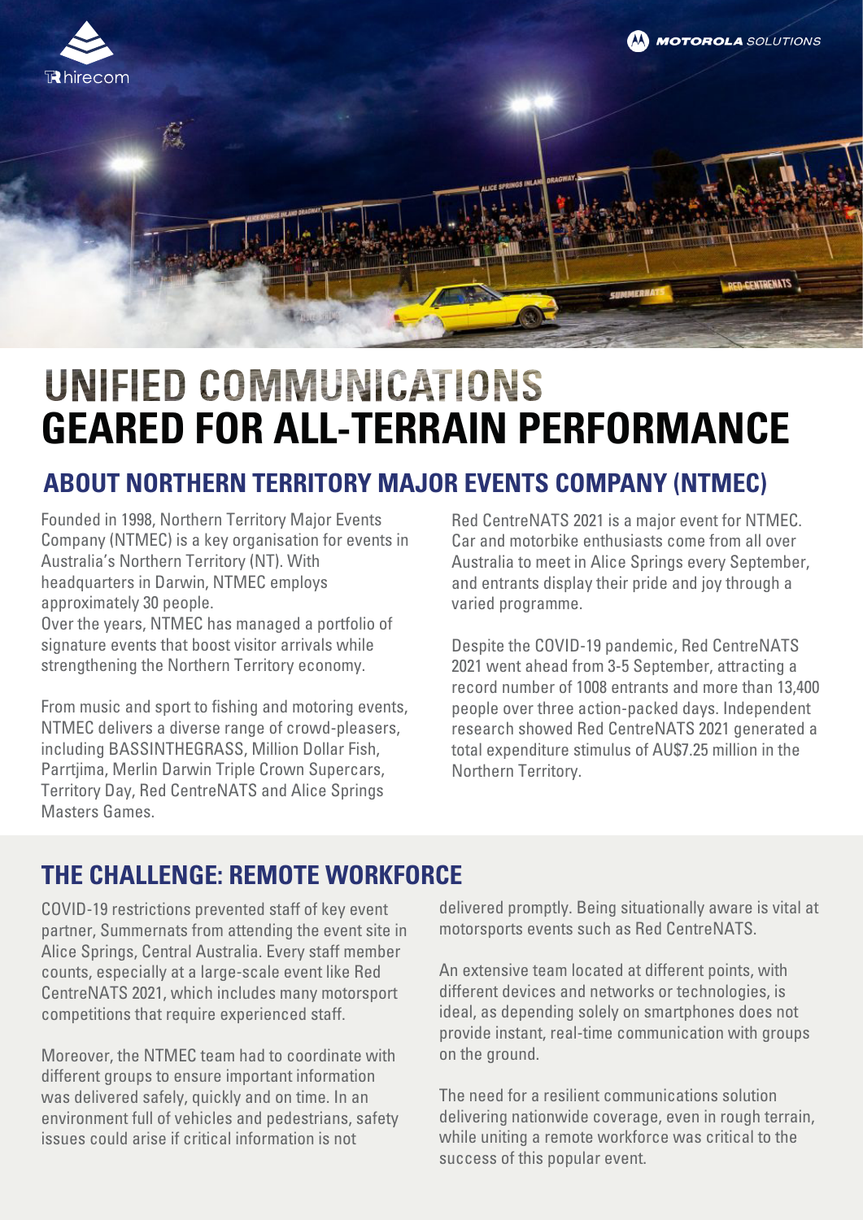# UNIFIED COMMUNICATIONS GEARED FOR ALL-TERRAIN PERFORMANCE

## ABOUT NORTHERN TERRITORY MAJOR EVENTS COMPANY (NTMEC)

Founded in 1998, Northern Territory Major Events Company (NTMEC) is a key organisation for events in Australia's Northern Territory (NT). With headquarters in Darwin, NTMEC employs approximately 30 people.
Over the years, NTMEC has managed a portfolio of signature events that boost visitor arrivals while strengthening the Northern Territory economy.

From music and sport to fishing and motoring events, NTMEC delivers a diverse range of crowd-pleasers, including BASSINTHEGRASS, Million Dollar Fish, Parrtjima, Merlin Darwin Triple Crown Supercars, Territory Day, Red CentreNATS and Alice Springs Masters Games.

Red CentreNATS 2021 is a major event for NTMEC. Car and motorbike enthusiasts come from all over Australia to meet in Alice Springs every September, and entrants display their pride and joy through a varied programme.

Despite the COVID-19 pandemic, Red CentreNATS 2021 went ahead from 3-5 September, attracting a record number of 1008 entrants and more than 13,400 people over three action-packed days. Independent research showed Red CentreNATS 2021 generated a total expenditure stimulus of AU$7.25 million in the Northern Territory.

## THE CHALLENGE: REMOTE WORKFORCE

COVID-19 restrictions prevented staff of key event partner, Summernats from attending the event site in Alice Springs, Central Australia. Every staff member counts, especially at a large-scale event like Red CentreNATS 2021, which includes many motorsport competitions that require experienced staff.

Moreover, the NTMEC team had to coordinate with different groups to ensure important information was delivered safely, quickly and on time. In an environment full of vehicles and pedestrians, safety issues could arise if critical information is not delivered promptly. Being situationally aware is vital at motorsports events such as Red CentreNATS.

An extensive team located at different points, with different devices and networks or technologies, is ideal, as depending solely on smartphones does not provide instant, real-time communication with groups on the ground.

The need for a resilient communications solution delivering nationwide coverage, even in rough terrain, while uniting a remote workforce was critical to the success of this popular event.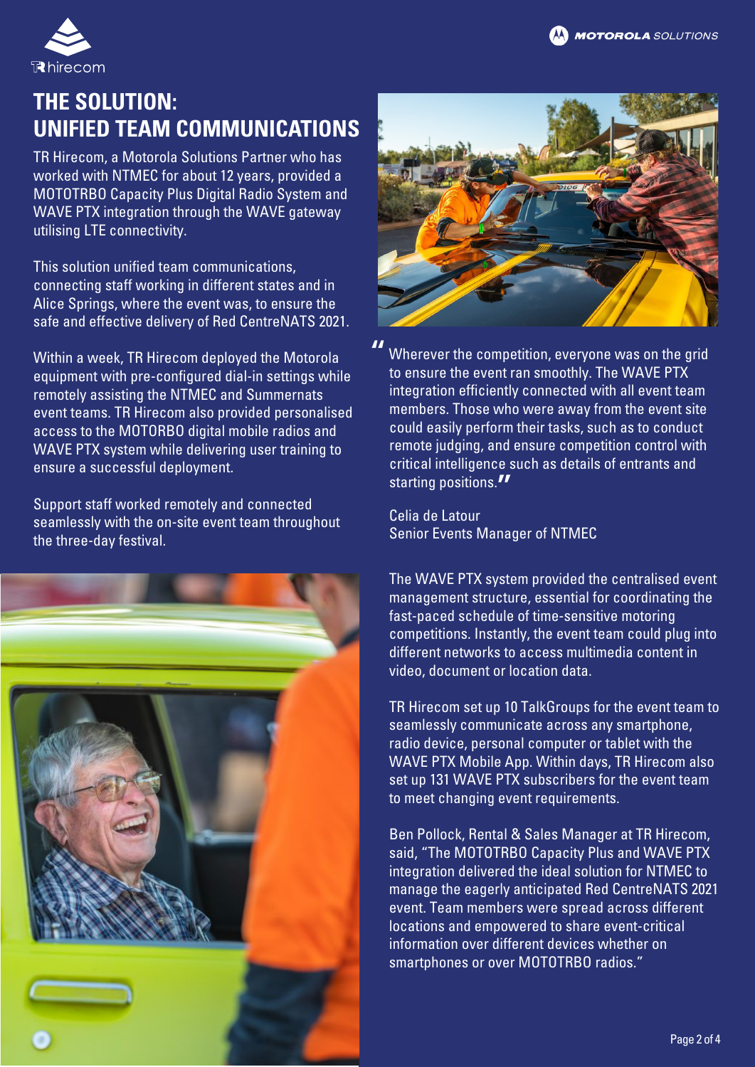# THE SOLUTION: UNIFIED TEAM COMMUNICATIONS

TR Hirecom, a Motorola Solutions Partner who has worked with NTMEC for about 12 years, provided a MOTOTRBO Capacity Plus Digital Radio System and WAVE PTX integration through the WAVE gateway utilising LTE connectivity.

This solution unified team communications, connecting staff working in different states and in Alice Springs, where the event was, to ensure the safe and effective delivery of Red CentreNATS 2021.

Within a week, TR Hirecom deployed the Motorola equipment with pre-configured dial-in settings while remotely assisting the NTMEC and Summernats event teams. TR Hirecom also provided personalised access to the MOTORBO digital mobile radios and WAVE PTX system while delivering user training to ensure a successful deployment.

Support staff worked remotely and connected seamlessly with the on-site event team throughout the three-day festival.

> "Wherever the competition, everyone was on the grid to ensure the event ran smoothly. The WAVE PTX integration efficiently connected with all event team members. Those who were away from the event site could easily perform their tasks, such as to conduct remote judging, and ensure competition control with critical intelligence such as details of entrants and starting positions."
>
> Celia de Latour
> Senior Events Manager of NTMEC

The WAVE PTX system provided the centralised event management structure, essential for coordinating the fast-paced schedule of time-sensitive motoring competitions. Instantly, the event team could plug into different networks to access multimedia content in video, document or location data.

TR Hirecom set up 10 TalkGroups for the event team to seamlessly communicate across any smartphone, radio device, personal computer or tablet with the WAVE PTX Mobile App. Within days, TR Hirecom also set up 131 WAVE PTX subscribers for the event team to meet changing event requirements.

Ben Pollock, Rental & Sales Manager at TR Hirecom, said, "The MOTOTRBO Capacity Plus and WAVE PTX integration delivered the ideal solution for NTMEC to manage the eagerly anticipated Red CentreNATS 2021 event. Team members were spread across different locations and empowered to share event-critical information over different devices whether on smartphones or over MOTOTRBO radios."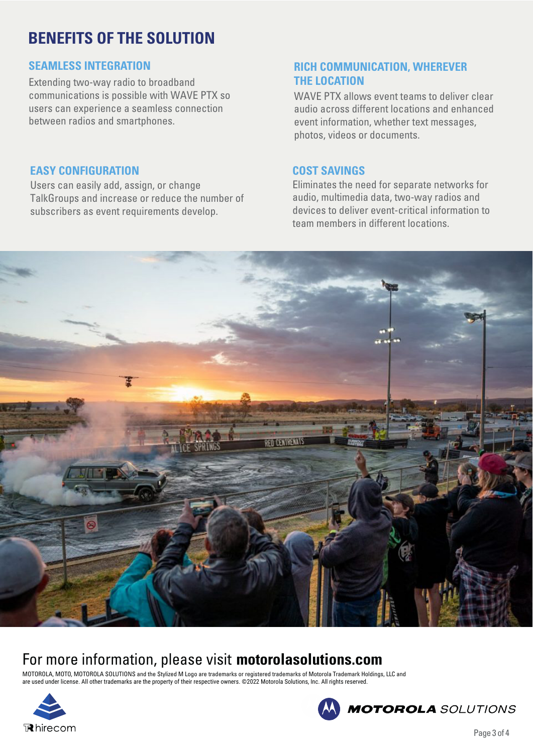# BENEFITS OF THE SOLUTION

## SEAMLESS INTEGRATION

Extending two-way radio to broadband communications is possible with WAVE PTX so users can experience a seamless connection between radios and smartphones.

## RICH COMMUNICATION, WHEREVER THE LOCATION

WAVE PTX allows event teams to deliver clear audio across different locations and enhanced event information, whether text messages, photos, videos or documents.

## EASY CONFIGURATION

Users can easily add, assign, or change TalkGroups and increase or reduce the number of subscribers as event requirements develop.

## COST SAVINGS

Eliminates the need for separate networks for audio, multimedia data, two-way radios and devices to deliver event-critical information to team members in different locations.

For more information, please visit **motorolasolutions.com**

MOTOROLA, MOTO, MOTOROLA SOLUTIONS and the Stylized M Logo are trademarks or registered trademarks of Motorola Trademark Holdings, LLC and are used under license. All other trademarks are the property of their respective owners. ©2022 Motorola Solutions, Inc. All rights reserved.

hirecom

MOTOROLA SOLUTIONS